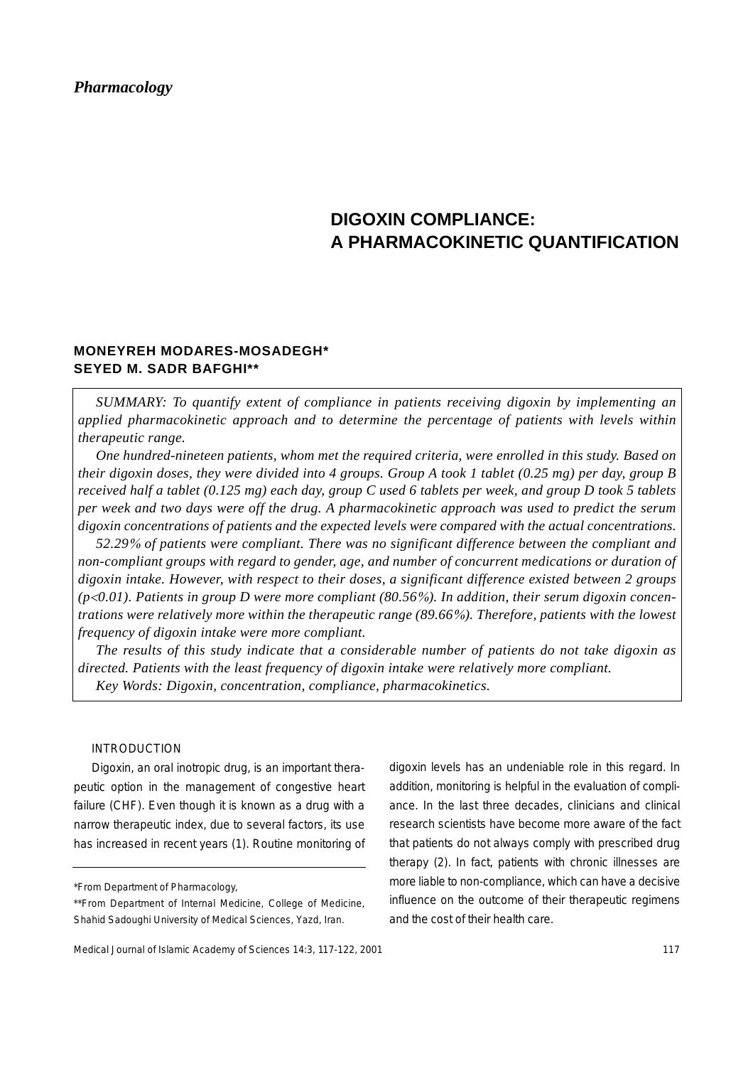*Pharmacology*

# DIGOXIN COMPLIANCE: A PHARMACOKINETIC QUANTIFICATION

**MONEYREH MODARES-MOSADEGH***
**SEYED M. SADR BAFGHI****

*SUMMARY: To quantify extent of compliance in patients receiving digoxin by implementing an applied pharmacokinetic approach and to determine the percentage of patients with levels within therapeutic range.*

*One hundred-nineteen patients, whom met the required criteria, were enrolled in this study. Based on their digoxin doses, they were divided into 4 groups. Group A took 1 tablet (0.25 mg) per day, group B received half a tablet (0.125 mg) each day, group C used 6 tablets per week, and group D took 5 tablets per week and two days were off the drug. A pharmacokinetic approach was used to predict the serum digoxin concentrations of patients and the expected levels were compared with the actual concentrations.*

*52.29% of patients were compliant. There was no significant difference between the compliant and non-compliant groups with regard to gender, age, and number of concurrent medications or duration of digoxin intake. However, with respect to their doses, a significant difference existed between 2 groups ($p<0.01$). Patients in group D were more compliant (80.56%). In addition, their serum digoxin concentrations were relatively more within the therapeutic range (89.66%). Therefore, patients with the lowest frequency of digoxin intake were more compliant.*

*The results of this study indicate that a considerable number of patients do not take digoxin as directed. Patients with the least frequency of digoxin intake were relatively more compliant.*

*Key Words: Digoxin, concentration, compliance, pharmacokinetics.*

## INTRODUCTION

Digoxin, an oral inotropic drug, is an important therapeutic option in the management of congestive heart failure (CHF). Even though it is known as a drug with a narrow therapeutic index, due to several factors, its use has increased in recent years (1). Routine monitoring of digoxin levels has an undeniable role in this regard. In addition, monitoring is helpful in the evaluation of compliance. In the last three decades, clinicians and clinical research scientists have become more aware of the fact that patients do not always comply with prescribed drug therapy (2). In fact, patients with chronic illnesses are more liable to non-compliance, which can have a decisive influence on the outcome of their therapeutic regimens and the cost of their health care.

*From Department of Pharmacology,

**From Department of Internal Medicine, College of Medicine, Shahid Sadoughi University of Medical Sciences, Yazd, Iran.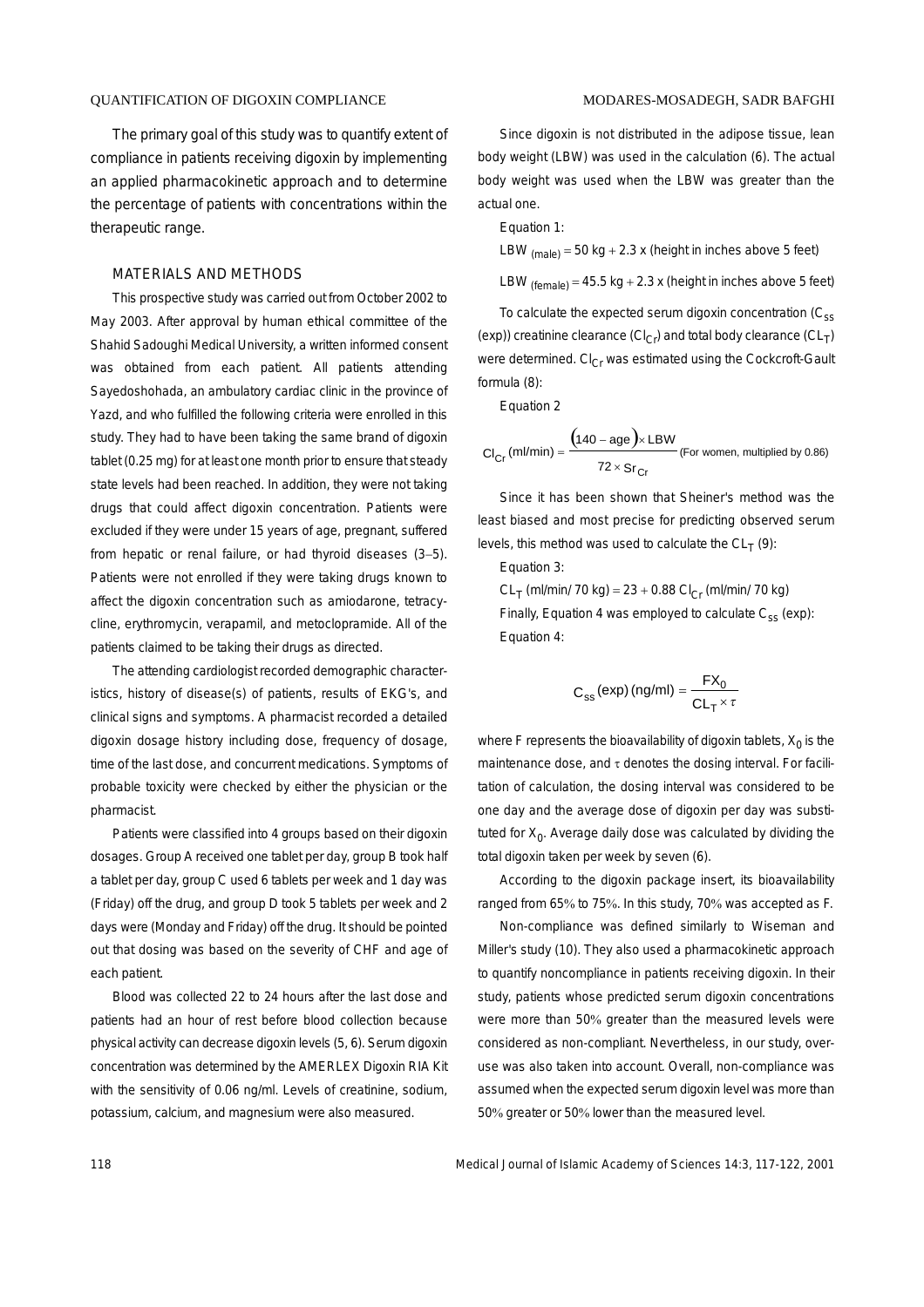The primary goal of this study was to quantify extent of compliance in patients receiving digoxin by implementing an applied pharmacokinetic approach and to determine the percentage of patients with concentrations within the therapeutic range.

## MATERIALS AND METHODS

This prospective study was carried out from October 2002 to May 2003. After approval by human ethical committee of the Shahid Sadoughi Medical University, a written informed consent was obtained from each patient. All patients attending Sayedoshohada, an ambulatory cardiac clinic in the province of Yazd, and who fulfilled the following criteria were enrolled in this study. They had to have been taking the same brand of digoxin tablet (0.25 mg) for at least one month prior to ensure that steady state levels had been reached. In addition, they were not taking drugs that could affect digoxin concentration. Patients were excluded if they were under 15 years of age, pregnant, suffered from hepatic or renal failure, or had thyroid diseases (3–5). Patients were not enrolled if they were taking drugs known to affect the digoxin concentration such as amiodarone, tetracycline, erythromycin, verapamil, and metoclopramide. All of the patients claimed to be taking their drugs as directed.

The attending cardiologist recorded demographic characteristics, history of disease(s) of patients, results of EKG's, and clinical signs and symptoms. A pharmacist recorded a detailed digoxin dosage history including dose, frequency of dosage, time of the last dose, and concurrent medications. Symptoms of probable toxicity were checked by either the physician or the pharmacist.

Patients were classified into 4 groups based on their digoxin dosages. Group A received one tablet per day, group B took half a tablet per day, group C used 6 tablets per week and 1 day was (Friday) off the drug, and group D took 5 tablets per week and 2 days were (Monday and Friday) off the drug. It should be pointed out that dosing was based on the severity of CHF and age of each patient.

Blood was collected 22 to 24 hours after the last dose and patients had an hour of rest before blood collection because physical activity can decrease digoxin levels (5, 6). Serum digoxin concentration was determined by the AMERLEX Digoxin RIA Kit with the sensitivity of 0.06 ng/ml. Levels of creatinine, sodium, potassium, calcium, and magnesium were also measured.

Since digoxin is not distributed in the adipose tissue, lean body weight (LBW) was used in the calculation (6). The actual body weight was used when the LBW was greater than the actual one.

Equation 1:

$$LBW_{(male)} = 50 \text{ kg} + 2.3 \times (\text{height in inches above 5 feet})$$

$$LBW_{(female)} = 45.5 \text{ kg} + 2.3 \times (\text{height in inches above 5 feet})$$

To calculate the expected serum digoxin concentration ($C_{ss}$ (exp)) creatinine clearance ($Cl_{Cr}$) and total body clearance ($CL_T$) were determined. $Cl_{Cr}$ was estimated using the Cockcroft-Gault formula (8):

Equation 2

$$Cl_{Cr} \text{ (ml/min)} = \frac{(140 - \text{age}) \times LBW}{72 \times Sr_{Cr}} \text{ (For women, multiplied by 0.86)}$$

Since it has been shown that Sheiner's method was the least biased and most precise for predicting observed serum levels, this method was used to calculate the $CL_T$ (9):

Equation 3:

$$CL_T \text{ (ml/min/ 70 kg)} = 23 + 0.88\, Cl_{Cr} \text{ (ml/min/ 70 kg)}$$

Finally, Equation 4 was employed to calculate $C_{ss}$ (exp):

Equation 4:

$$C_{ss} \text{(exp) (ng/ml)} = \frac{FX_0}{CL_T \times \tau}$$

where F represents the bioavailability of digoxin tablets, $X_0$ is the maintenance dose, and $\tau$ denotes the dosing interval. For facilitation of calculation, the dosing interval was considered to be one day and the average dose of digoxin per day was substituted for $X_0$. Average daily dose was calculated by dividing the total digoxin taken per week by seven (6).

According to the digoxin package insert, its bioavailability ranged from 65% to 75%. In this study, 70% was accepted as F.

Non-compliance was defined similarly to Wiseman and Miller's study (10). They also used a pharmacokinetic approach to quantify noncompliance in patients receiving digoxin. In their study, patients whose predicted serum digoxin concentrations were more than 50% greater than the measured levels were considered as non-compliant. Nevertheless, in our study, overuse was also taken into account. Overall, non-compliance was assumed when the expected serum digoxin level was more than 50% greater or 50% lower than the measured level.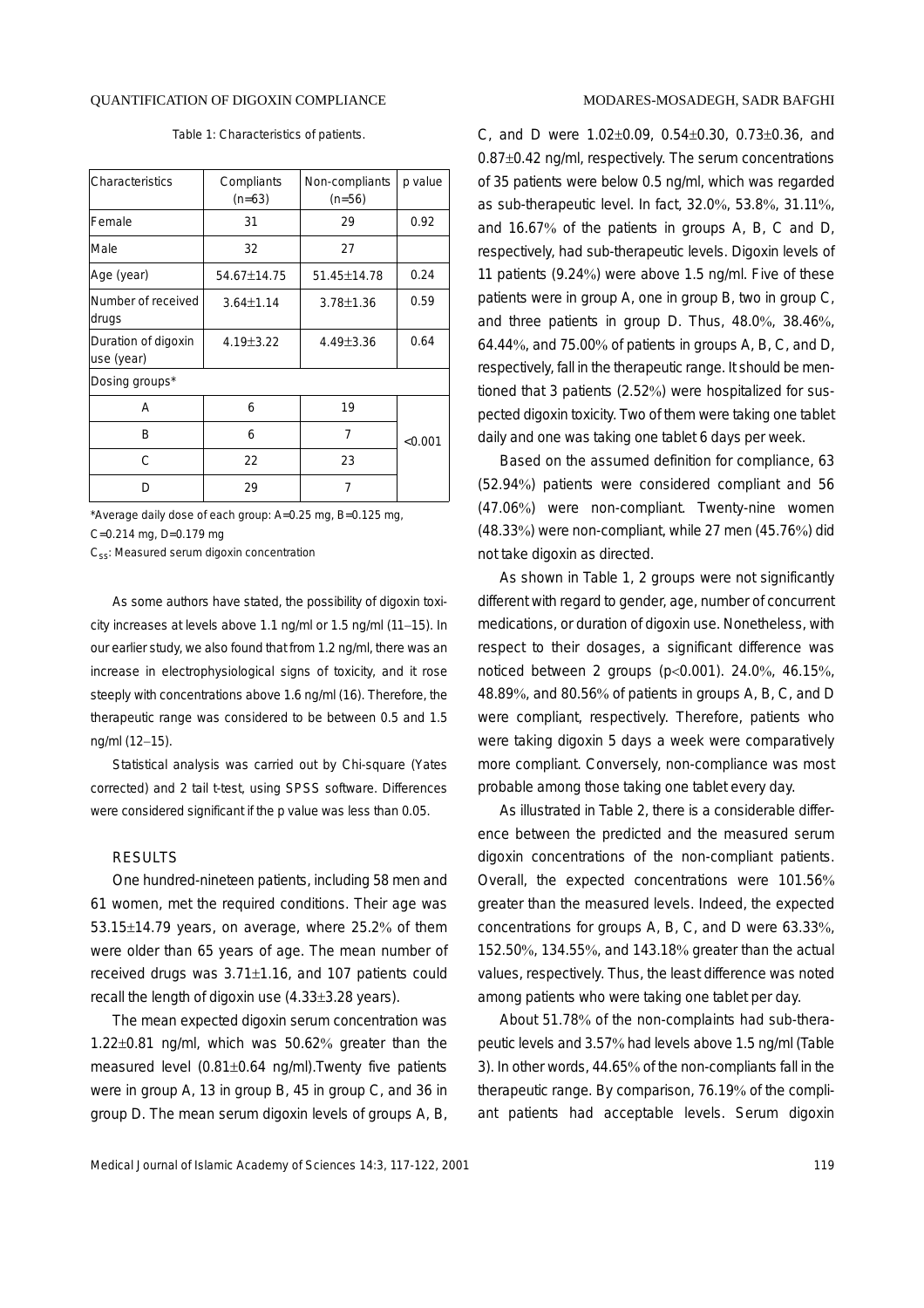Table 1: Characteristics of patients.

| Characteristics | Compliants (n=63) | Non-compliants (n=56) | p value |
|---|---|---|---|
| Female | 31 | 29 | 0.92 |
| Male | 32 | 27 | |
| Age (year) | 54.67±14.75 | 51.45±14.78 | 0.24 |
| Number of received drugs | 3.64±1.14 | 3.78±1.36 | 0.59 |
| Duration of digoxin use (year) | 4.19±3.22 | 4.49±3.36 | 0.64 |
| Dosing groups* | | | |
| A | 6 | 19 | <0.001 |
| B | 6 | 7 | |
| C | 22 | 23 | |
| D | 29 | 7 | |

*Average daily dose of each group: A=0.25 mg, B=0.125 mg, C=0.214 mg, D=0.179 mg

$C_{SS}$: Measured serum digoxin concentration

As some authors have stated, the possibility of digoxin toxicity increases at levels above 1.1 ng/ml or 1.5 ng/ml (11–15). In our earlier study, we also found that from 1.2 ng/ml, there was an increase in electrophysiological signs of toxicity, and it rose steeply with concentrations above 1.6 ng/ml (16). Therefore, the therapeutic range was considered to be between 0.5 and 1.5 ng/ml (12–15).

Statistical analysis was carried out by Chi-square (Yates corrected) and 2 tail t-test, using SPSS software. Differences were considered significant if the p value was less than 0.05.

## RESULTS

One hundred-nineteen patients, including 58 men and 61 women, met the required conditions. Their age was 53.15±14.79 years, on average, where 25.2% of them were older than 65 years of age. The mean number of received drugs was 3.71±1.16, and 107 patients could recall the length of digoxin use (4.33±3.28 years).

The mean expected digoxin serum concentration was 1.22±0.81 ng/ml, which was 50.62% greater than the measured level (0.81±0.64 ng/ml).Twenty five patients were in group A, 13 in group B, 45 in group C, and 36 in group D. The mean serum digoxin levels of groups A, B, C, and D were 1.02±0.09, 0.54±0.30, 0.73±0.36, and 0.87±0.42 ng/ml, respectively. The serum concentrations of 35 patients were below 0.5 ng/ml, which was regarded as sub-therapeutic level. In fact, 32.0%, 53.8%, 31.11%, and 16.67% of the patients in groups A, B, C and D, respectively, had sub-therapeutic levels. Digoxin levels of 11 patients (9.24%) were above 1.5 ng/ml. Five of these patients were in group A, one in group B, two in group C, and three patients in group D. Thus, 48.0%, 38.46%, 64.44%, and 75.00% of patients in groups A, B, C, and D, respectively, fall in the therapeutic range. It should be mentioned that 3 patients (2.52%) were hospitalized for suspected digoxin toxicity. Two of them were taking one tablet daily and one was taking one tablet 6 days per week.

Based on the assumed definition for compliance, 63 (52.94%) patients were considered compliant and 56 (47.06%) were non-compliant. Twenty-nine women (48.33%) were non-compliant, while 27 men (45.76%) did not take digoxin as directed.

As shown in Table 1, 2 groups were not significantly different with regard to gender, age, number of concurrent medications, or duration of digoxin use. Nonetheless, with respect to their dosages, a significant difference was noticed between 2 groups ($p<0.001$). 24.0%, 46.15%, 48.89%, and 80.56% of patients in groups A, B, C, and D were compliant, respectively. Therefore, patients who were taking digoxin 5 days a week were comparatively more compliant. Conversely, non-compliance was most probable among those taking one tablet every day.

As illustrated in Table 2, there is a considerable difference between the predicted and the measured serum digoxin concentrations of the non-compliant patients. Overall, the expected concentrations were 101.56% greater than the measured levels. Indeed, the expected concentrations for groups A, B, C, and D were 63.33%, 152.50%, 134.55%, and 143.18% greater than the actual values, respectively. Thus, the least difference was noted among patients who were taking one tablet per day.

About 51.78% of the non-complaints had sub-therapeutic levels and 3.57% had levels above 1.5 ng/ml (Table 3). In other words, 44.65% of the non-compliants fall in the therapeutic range. By comparison, 76.19% of the compliant patients had acceptable levels. Serum digoxin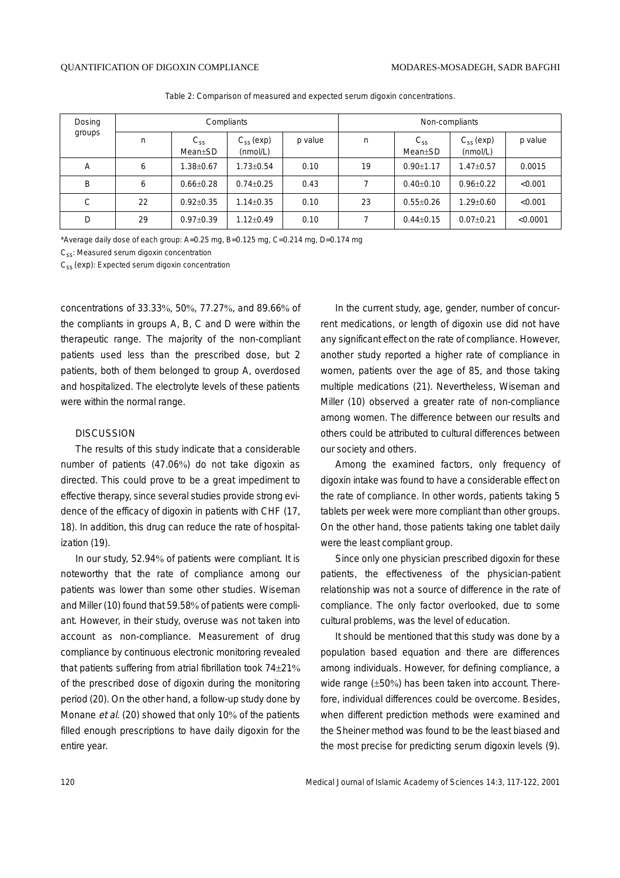Table 2: Comparison of measured and expected serum digoxin concentrations.

| Dosing groups | Compliants | | | | Non-compliants | | | |
|---|---|---|---|---|---|---|---|---|
| | n | $C_{ss}$ Mean±SD | $C_{ss}$ (exp) (nmol/L) | p value | n | $C_{ss}$ Mean±SD | $C_{ss}$ (exp) (nmol/L) | p value |
| A | 6 | 1.38±0.67 | 1.73±0.54 | 0.10 | 19 | 0.90±1.17 | 1.47±0.57 | 0.0015 |
| B | 6 | 0.66±0.28 | 0.74±0.25 | 0.43 | 7 | 0.40±0.10 | 0.96±0.22 | <0.001 |
| C | 22 | 0.92±0.35 | 1.14±0.35 | 0.10 | 23 | 0.55±0.26 | 1.29±0.60 | <0.001 |
| D | 29 | 0.97±0.39 | 1.12±0.49 | 0.10 | 7 | 0.44±0.15 | 0.07±0.21 | <0.0001 |

*Average daily dose of each group: A=0.25 mg, B=0.125 mg, C=0.214 mg, D=0.174 mg

$C_{ss}$: Measured serum digoxin concentration

$C_{ss}$ (exp): Expected serum digoxin concentration

concentrations of 33.33%, 50%, 77.27%, and 89.66% of the compliants in groups A, B, C and D were within the therapeutic range. The majority of the non-compliant patients used less than the prescribed dose, but 2 patients, both of them belonged to group A, overdosed and hospitalized. The electrolyte levels of these patients were within the normal range.

## DISCUSSION

The results of this study indicate that a considerable number of patients (47.06%) do not take digoxin as directed. This could prove to be a great impediment to effective therapy, since several studies provide strong evidence of the efficacy of digoxin in patients with CHF (17, 18). In addition, this drug can reduce the rate of hospitalization (19).

In our study, 52.94% of patients were compliant. It is noteworthy that the rate of compliance among our patients was lower than some other studies. Wiseman and Miller (10) found that 59.58% of patients were compliant. However, in their study, overuse was not taken into account as non-compliance. Measurement of drug compliance by continuous electronic monitoring revealed that patients suffering from atrial fibrillation took 74±21% of the prescribed dose of digoxin during the monitoring period (20). On the other hand, a follow-up study done by Monane *et al*. (20) showed that only 10% of the patients filled enough prescriptions to have daily digoxin for the entire year.

In the current study, age, gender, number of concurrent medications, or length of digoxin use did not have any significant effect on the rate of compliance. However, another study reported a higher rate of compliance in women, patients over the age of 85, and those taking multiple medications (21). Nevertheless, Wiseman and Miller (10) observed a greater rate of non-compliance among women. The difference between our results and others could be attributed to cultural differences between our society and others.

Among the examined factors, only frequency of digoxin intake was found to have a considerable effect on the rate of compliance. In other words, patients taking 5 tablets per week were more compliant than other groups. On the other hand, those patients taking one tablet daily were the least compliant group.

Since only one physician prescribed digoxin for these patients, the effectiveness of the physician-patient relationship was not a source of difference in the rate of compliance. The only factor overlooked, due to some cultural problems, was the level of education.

It should be mentioned that this study was done by a population based equation and there are differences among individuals. However, for defining compliance, a wide range (±50%) has been taken into account. Therefore, individual differences could be overcome. Besides, when different prediction methods were examined and the Sheiner method was found to be the least biased and the most precise for predicting serum digoxin levels (9).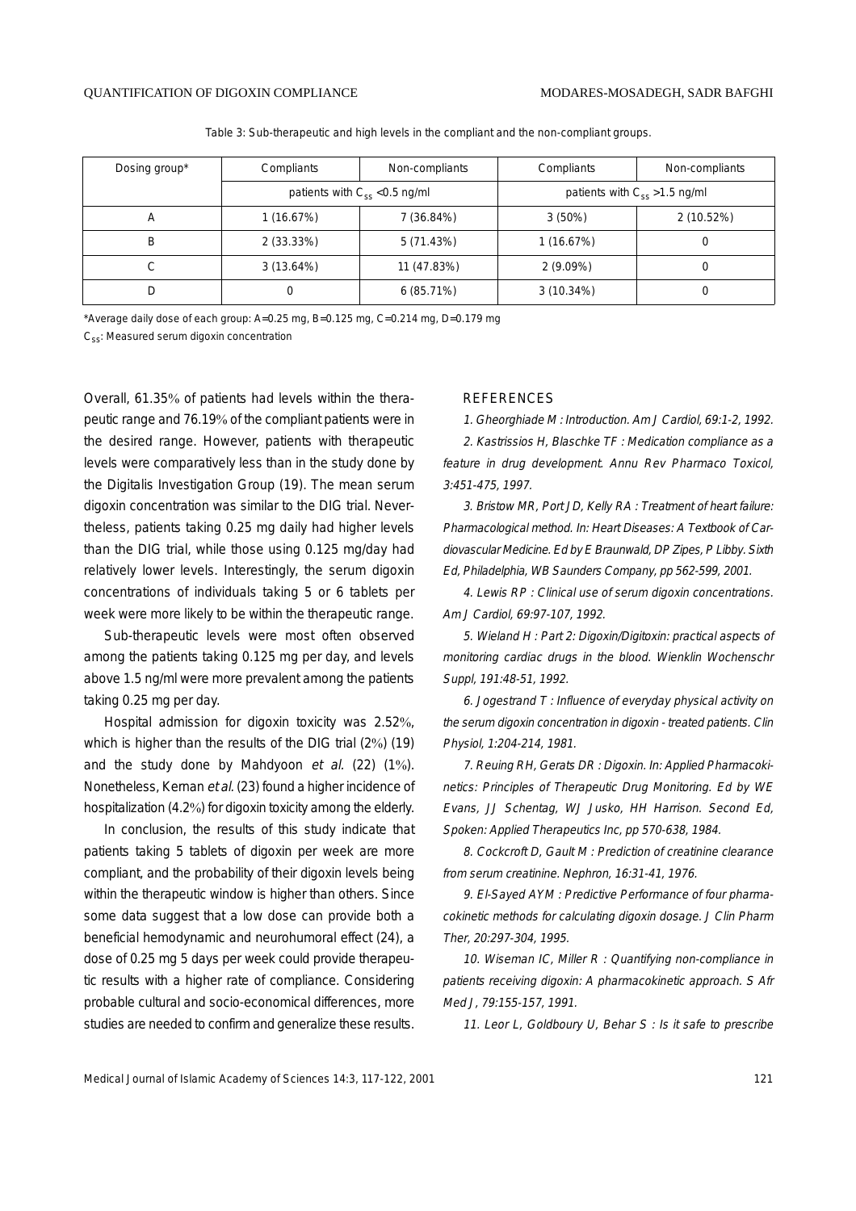Table 3: Sub-therapeutic and high levels in the compliant and the non-compliant groups.

| Dosing group* | Compliants | Non-compliants | Compliants | Non-compliants |
|---|---|---|---|---|
| | patients with $C_{ss}$ <0.5 ng/ml | | patients with $C_{ss}$ >1.5 ng/ml | |
| A | 1 (16.67%) | 7 (36.84%) | 3 (50%) | 2 (10.52%) |
| B | 2 (33.33%) | 5 (71.43%) | 1 (16.67%) | 0 |
| C | 3 (13.64%) | 11 (47.83%) | 2 (9.09%) | 0 |
| D | 0 | 6 (85.71%) | 3 (10.34%) | 0 |

*Average daily dose of each group: A=0.25 mg, B=0.125 mg, C=0.214 mg, D=0.179 mg

$C_{ss}$: Measured serum digoxin concentration

Overall, 61.35% of patients had levels within the therapeutic range and 76.19% of the compliant patients were in the desired range. However, patients with therapeutic levels were comparatively less than in the study done by the Digitalis Investigation Group (19). The mean serum digoxin concentration was similar to the DIG trial. Nevertheless, patients taking 0.25 mg daily had higher levels than the DIG trial, while those using 0.125 mg/day had relatively lower levels. Interestingly, the serum digoxin concentrations of individuals taking 5 or 6 tablets per week were more likely to be within the therapeutic range.

Sub-therapeutic levels were most often observed among the patients taking 0.125 mg per day, and levels above 1.5 ng/ml were more prevalent among the patients taking 0.25 mg per day.

Hospital admission for digoxin toxicity was 2.52%, which is higher than the results of the DIG trial (2%) (19) and the study done by Mahdyoon *et al.* (22) (1%). Nonetheless, Kernan *et al.* (23) found a higher incidence of hospitalization (4.2%) for digoxin toxicity among the elderly.

In conclusion, the results of this study indicate that patients taking 5 tablets of digoxin per week are more compliant, and the probability of their digoxin levels being within the therapeutic window is higher than others. Since some data suggest that a low dose can provide both a beneficial hemodynamic and neurohumoral effect (24), a dose of 0.25 mg 5 days per week could provide therapeutic results with a higher rate of compliance. Considering probable cultural and socio-economical differences, more studies are needed to confirm and generalize these results.

## REFERENCES

1. Gheorghiade M : Introduction. Am J Cardiol, 69:1-2, 1992.

2. Kastrissios H, Blaschke TF : Medication compliance as a feature in drug development. Annu Rev Pharmaco Toxicol, 3:451-475, 1997.

3. Bristow MR, Port JD, Kelly RA : Treatment of heart failure: Pharmacological method. In: Heart Diseases: A Textbook of Cardiovascular Medicine. Ed by E Braunwald, DP Zipes, P Libby. Sixth Ed, Philadelphia, WB Saunders Company, pp 562-599, 2001.

4. Lewis RP : Clinical use of serum digoxin concentrations. Am J Cardiol, 69:97-107, 1992.

5. Wieland H : Part 2: Digoxin/Digitoxin: practical aspects of monitoring cardiac drugs in the blood. Wienklin Wochenschr Suppl, 191:48-51, 1992.

6. Jogestrand T : Influence of everyday physical activity on the serum digoxin concentration in digoxin - treated patients. Clin Physiol, 1:204-214, 1981.

7. Reuing RH, Gerats DR : Digoxin. In: Applied Pharmacokinetics: Principles of Therapeutic Drug Monitoring. Ed by WE Evans, JJ Schentag, WJ Jusko, HH Harrison. Second Ed, Spoken: Applied Therapeutics Inc, pp 570-638, 1984.

8. Cockcroft D, Gault M : Prediction of creatinine clearance from serum creatinine. Nephron, 16:31-41, 1976.

9. El-Sayed AYM : Predictive Performance of four pharmacokinetic methods for calculating digoxin dosage. J Clin Pharm Ther, 20:297-304, 1995.

10. Wiseman IC, Miller R : Quantifying non-compliance in patients receiving digoxin: A pharmacokinetic approach. S Afr Med J, 79:155-157, 1991.

11. Leor L, Goldboury U, Behar S : Is it safe to prescribe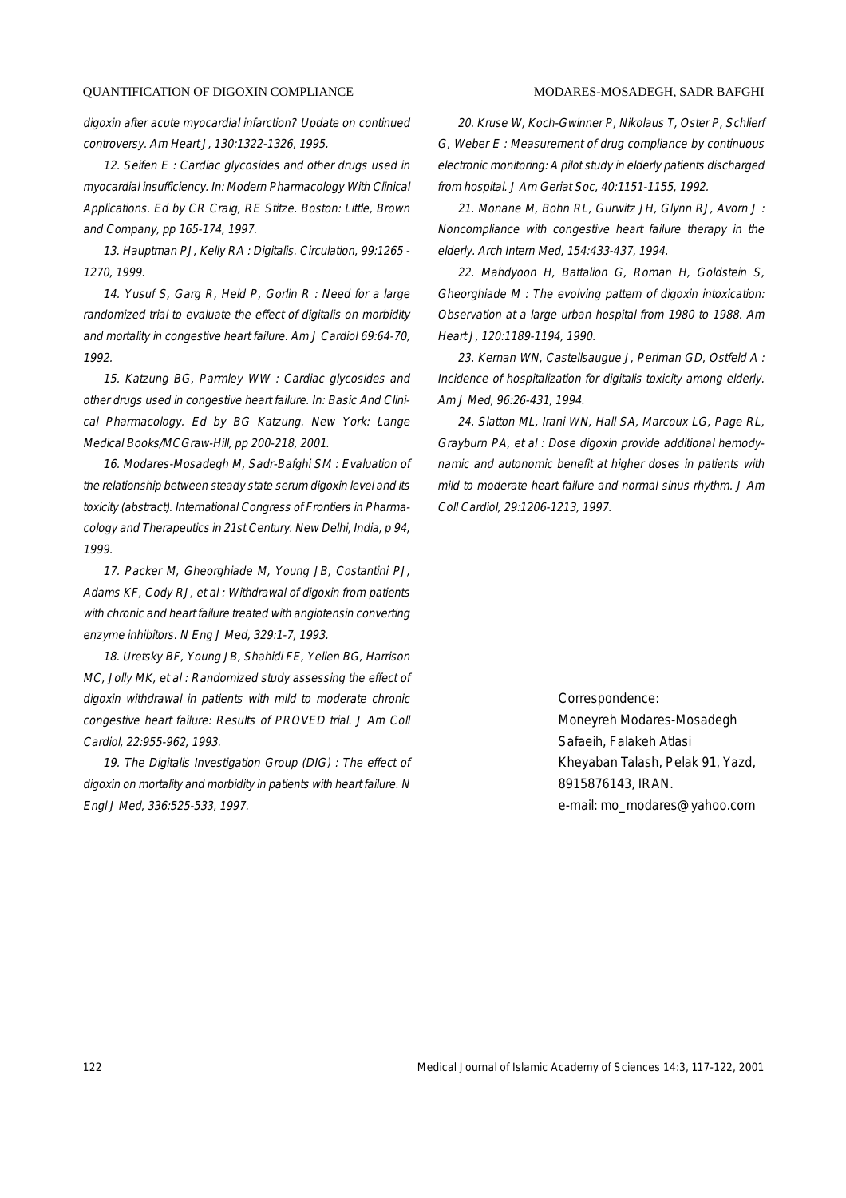digoxin after acute myocardial infarction? Update on continued controversy. Am Heart J, 130:1322-1326, 1995.

12. Seifen E : Cardiac glycosides and other drugs used in myocardial insufficiency. In: Modern Pharmacology With Clinical Applications. Ed by CR Craig, RE Stitze. Boston: Little, Brown and Company, pp 165-174, 1997.

13. Hauptman PJ, Kelly RA : Digitalis. Circulation, 99:1265 - 1270, 1999.

14. Yusuf S, Garg R, Held P, Gorlin R : Need for a large randomized trial to evaluate the effect of digitalis on morbidity and mortality in congestive heart failure. Am J Cardiol 69:64-70, 1992.

15. Katzung BG, Parmley WW : Cardiac glycosides and other drugs used in congestive heart failure. In: Basic And Clinical Pharmacology. Ed by BG Katzung. New York: Lange Medical Books/MCGraw-Hill, pp 200-218, 2001.

16. Modares-Mosadegh M, Sadr-Bafghi SM : Evaluation of the relationship between steady state serum digoxin level and its toxicity (abstract). International Congress of Frontiers in Pharmacology and Therapeutics in 21st Century. New Delhi, India, p 94, 1999.

17. Packer M, Gheorghiade M, Young JB, Costantini PJ, Adams KF, Cody RJ, et al : Withdrawal of digoxin from patients with chronic and heart failure treated with angiotensin converting enzyme inhibitors. N Eng J Med, 329:1-7, 1993.

18. Uretsky BF, Young JB, Shahidi FE, Yellen BG, Harrison MC, Jolly MK, et al : Randomized study assessing the effect of digoxin withdrawal in patients with mild to moderate chronic congestive heart failure: Results of PROVED trial. J Am Coll Cardiol, 22:955-962, 1993.

19. The Digitalis Investigation Group (DIG) : The effect of digoxin on mortality and morbidity in patients with heart failure. N Engl J Med, 336:525-533, 1997.

20. Kruse W, Koch-Gwinner P, Nikolaus T, Oster P, Schlierf G, Weber E : Measurement of drug compliance by continuous electronic monitoring: A pilot study in elderly patients discharged from hospital. J Am Geriat Soc, 40:1151-1155, 1992.

21. Monane M, Bohn RL, Gurwitz JH, Glynn RJ, Avorn J : Noncompliance with congestive heart failure therapy in the elderly. Arch Intern Med, 154:433-437, 1994.

22. Mahdyoon H, Battalion G, Roman H, Goldstein S, Gheorghiade M : The evolving pattern of digoxin intoxication: Observation at a large urban hospital from 1980 to 1988. Am Heart J, 120:1189-1194, 1990.

23. Kernan WN, Castellsaugue J, Perlman GD, Ostfeld A : Incidence of hospitalization for digitalis toxicity among elderly. Am J Med, 96:26-431, 1994.

24. Slatton ML, Irani WN, Hall SA, Marcoux LG, Page RL, Grayburn PA, et al : Dose digoxin provide additional hemodynamic and autonomic benefit at higher doses in patients with mild to moderate heart failure and normal sinus rhythm. J Am Coll Cardiol, 29:1206-1213, 1997.

Correspondence:
Moneyreh Modares-Mosadegh
Safaeih, Falakeh Atlasi
Kheyaban Talash, Pelak 91, Yazd,
8915876143, IRAN.
e-mail: mo_modares@yahoo.com